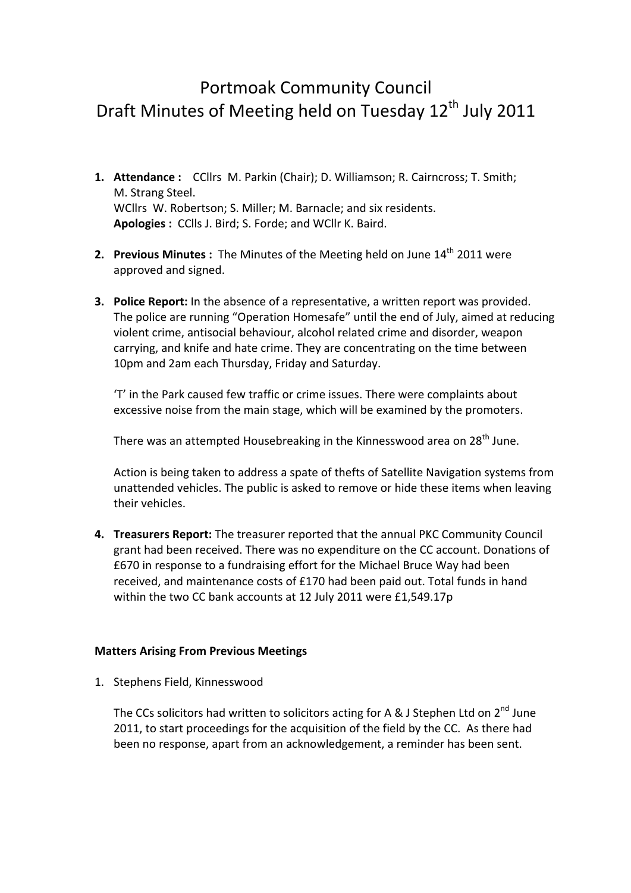# Portmoak Community Council
# Draft Minutes of Meeting held on Tuesday 12th July 2011

1. **Attendance :** CCllrs M. Parkin (Chair); D. Williamson; R. Cairncross; T. Smith; M. Strang Steel.
   WCllrs W. Robertson; S. Miller; M. Barnacle; and six residents.
   **Apologies :** CClls J. Bird; S. Forde; and WCllr K. Baird.

2. **Previous Minutes :** The Minutes of the Meeting held on June 14th 2011 were approved and signed.

3. **Police Report:** In the absence of a representative, a written report was provided. The police are running "Operation Homesafe" until the end of July, aimed at reducing violent crime, antisocial behaviour, alcohol related crime and disorder, weapon carrying, and knife and hate crime. They are concentrating on the time between 10pm and 2am each Thursday, Friday and Saturday.

   'T' in the Park caused few traffic or crime issues. There were complaints about excessive noise from the main stage, which will be examined by the promoters.

   There was an attempted Housebreaking in the Kinnesswood area on 28th June.

   Action is being taken to address a spate of thefts of Satellite Navigation systems from unattended vehicles. The public is asked to remove or hide these items when leaving their vehicles.

4. **Treasurers Report:** The treasurer reported that the annual PKC Community Council grant had been received. There was no expenditure on the CC account. Donations of £670 in response to a fundraising effort for the Michael Bruce Way had been received, and maintenance costs of £170 had been paid out. Total funds in hand within the two CC bank accounts at 12 July 2011 were £1,549.17p

**Matters Arising From Previous Meetings**

1. Stephens Field, Kinnesswood

   The CCs solicitors had written to solicitors acting for A & J Stephen Ltd on 2nd June 2011, to start proceedings for the acquisition of the field by the CC. As there had been no response, apart from an acknowledgement, a reminder has been sent.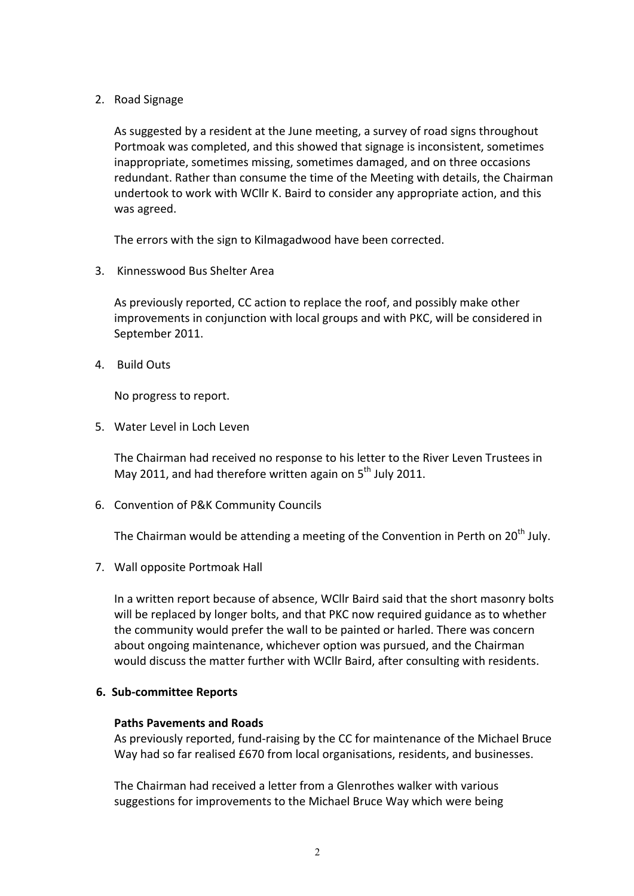2. Road Signage

   As suggested by a resident at the June meeting, a survey of road signs throughout Portmoak was completed, and this showed that signage is inconsistent, sometimes inappropriate, sometimes missing, sometimes damaged, and on three occasions redundant. Rather than consume the time of the Meeting with details, the Chairman undertook to work with WCllr K. Baird to consider any appropriate action, and this was agreed.

   The errors with the sign to Kilmagadwood have been corrected.

3. Kinnesswood Bus Shelter Area

   As previously reported, CC action to replace the roof, and possibly make other improvements in conjunction with local groups and with PKC, will be considered in September 2011.

4. Build Outs

   No progress to report.

5. Water Level in Loch Leven

   The Chairman had received no response to his letter to the River Leven Trustees in May 2011, and had therefore written again on 5th July 2011.

6. Convention of P&K Community Councils

   The Chairman would be attending a meeting of the Convention in Perth on 20th July.

7. Wall opposite Portmoak Hall

   In a written report because of absence, WCllr Baird said that the short masonry bolts will be replaced by longer bolts, and that PKC now required guidance as to whether the community would prefer the wall to be painted or harled. There was concern about ongoing maintenance, whichever option was pursued, and the Chairman would discuss the matter further with WCllr Baird, after consulting with residents.

## 6. Sub-committee Reports

**Paths Pavements and Roads**

As previously reported, fund-raising by the CC for maintenance of the Michael Bruce Way had so far realised £670 from local organisations, residents, and businesses.

The Chairman had received a letter from a Glenrothes walker with various suggestions for improvements to the Michael Bruce Way which were being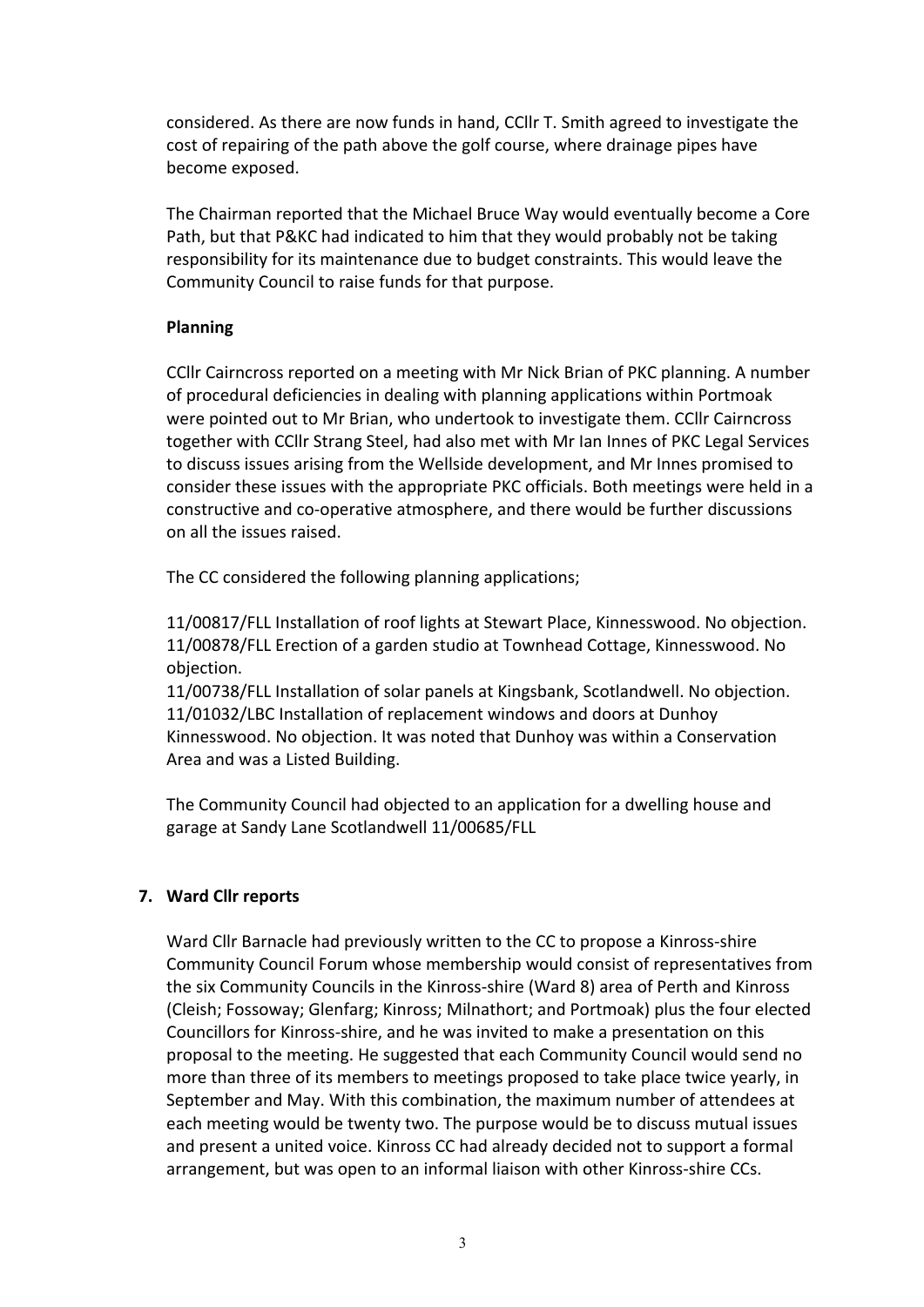considered. As there are now funds in hand, CCllr T. Smith agreed to investigate the cost of repairing of the path above the golf course, where drainage pipes have become exposed.

The Chairman reported that the Michael Bruce Way would eventually become a Core Path, but that P&KC had indicated to him that they would probably not be taking responsibility for its maintenance due to budget constraints. This would leave the Community Council to raise funds for that purpose.

**Planning**

CCllr Cairncross reported on a meeting with Mr Nick Brian of PKC planning. A number of procedural deficiencies in dealing with planning applications within Portmoak were pointed out to Mr Brian, who undertook to investigate them. CCllr Cairncross together with CCllr Strang Steel, had also met with Mr Ian Innes of PKC Legal Services to discuss issues arising from the Wellside development, and Mr Innes promised to consider these issues with the appropriate PKC officials. Both meetings were held in a constructive and co-operative atmosphere, and there would be further discussions on all the issues raised.

The CC considered the following planning applications;

11/00817/FLL Installation of roof lights at Stewart Place, Kinnesswood. No objection.
11/00878/FLL Erection of a garden studio at Townhead Cottage, Kinnesswood. No objection.
11/00738/FLL Installation of solar panels at Kingsbank, Scotlandwell. No objection.
11/01032/LBC Installation of replacement windows and doors at Dunhoy Kinnesswood. No objection. It was noted that Dunhoy was within a Conservation Area and was a Listed Building.

The Community Council had objected to an application for a dwelling house and garage at Sandy Lane Scotlandwell 11/00685/FLL

**7. Ward Cllr reports**

Ward Cllr Barnacle had previously written to the CC to propose a Kinross-shire Community Council Forum whose membership would consist of representatives from the six Community Councils in the Kinross-shire (Ward 8) area of Perth and Kinross (Cleish; Fossoway; Glenfarg; Kinross; Milnathort; and Portmoak) plus the four elected Councillors for Kinross-shire, and he was invited to make a presentation on this proposal to the meeting. He suggested that each Community Council would send no more than three of its members to meetings proposed to take place twice yearly, in September and May. With this combination, the maximum number of attendees at each meeting would be twenty two. The purpose would be to discuss mutual issues and present a united voice. Kinross CC had already decided not to support a formal arrangement, but was open to an informal liaison with other Kinross-shire CCs.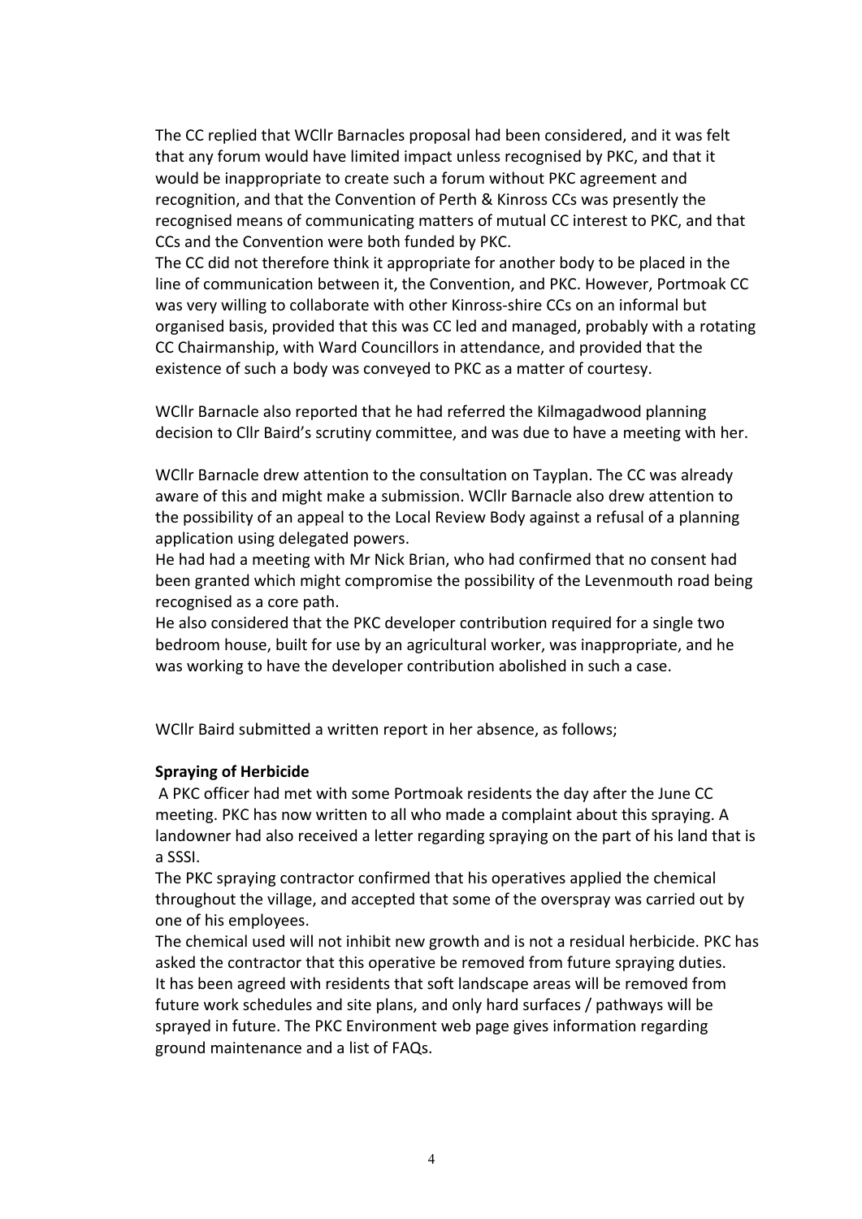The CC replied that WCllr Barnacles proposal had been considered, and it was felt that any forum would have limited impact unless recognised by PKC, and that it would be inappropriate to create such a forum without PKC agreement and recognition, and that the Convention of Perth & Kinross CCs was presently the recognised means of communicating matters of mutual CC interest to PKC, and that CCs and the Convention were both funded by PKC.
The CC did not therefore think it appropriate for another body to be placed in the line of communication between it, the Convention, and PKC. However, Portmoak CC was very willing to collaborate with other Kinross-shire CCs on an informal but organised basis, provided that this was CC led and managed, probably with a rotating CC Chairmanship, with Ward Councillors in attendance, and provided that the existence of such a body was conveyed to PKC as a matter of courtesy.

WCllr Barnacle also reported that he had referred the Kilmagadwood planning decision to Cllr Baird's scrutiny committee, and was due to have a meeting with her.

WCllr Barnacle drew attention to the consultation on Tayplan. The CC was already aware of this and might make a submission. WCllr Barnacle also drew attention to the possibility of an appeal to the Local Review Body against a refusal of a planning application using delegated powers.
He had had a meeting with Mr Nick Brian, who had confirmed that no consent had been granted which might compromise the possibility of the Levenmouth road being recognised as a core path.
He also considered that the PKC developer contribution required for a single two bedroom house, built for use by an agricultural worker, was inappropriate, and he was working to have the developer contribution abolished in such a case.

WCllr Baird submitted a written report in her absence, as follows;

**Spraying of Herbicide**

A PKC officer had met with some Portmoak residents the day after the June CC meeting. PKC has now written to all who made a complaint about this spraying. A landowner had also received a letter regarding spraying on the part of his land that is a SSSI.
The PKC spraying contractor confirmed that his operatives applied the chemical throughout the village, and accepted that some of the overspray was carried out by one of his employees.
The chemical used will not inhibit new growth and is not a residual herbicide. PKC has asked the contractor that this operative be removed from future spraying duties.
It has been agreed with residents that soft landscape areas will be removed from future work schedules and site plans, and only hard surfaces / pathways will be sprayed in future. The PKC Environment web page gives information regarding ground maintenance and a list of FAQs.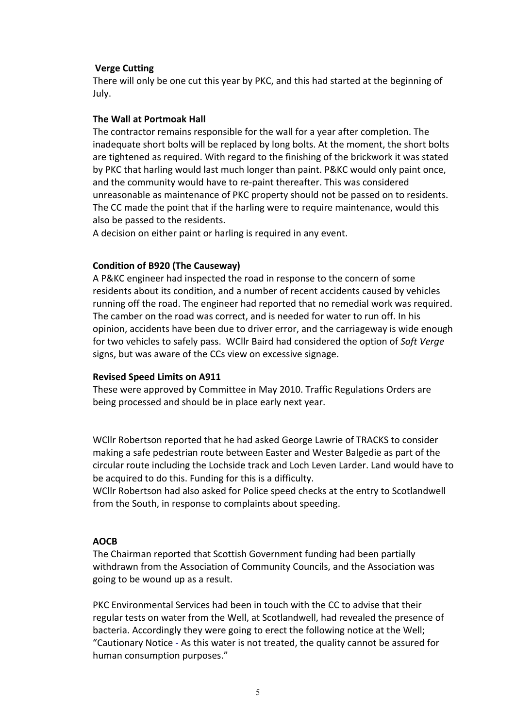**Verge Cutting**

There will only be one cut this year by PKC, and this had started at the beginning of July.

**The Wall at Portmoak Hall**

The contractor remains responsible for the wall for a year after completion. The inadequate short bolts will be replaced by long bolts. At the moment, the short bolts are tightened as required. With regard to the finishing of the brickwork it was stated by PKC that harling would last much longer than paint. P&KC would only paint once, and the community would have to re-paint thereafter. This was considered unreasonable as maintenance of PKC property should not be passed on to residents. The CC made the point that if the harling were to require maintenance, would this also be passed to the residents.

A decision on either paint or harling is required in any event.

**Condition of B920 (The Causeway)**

A P&KC engineer had inspected the road in response to the concern of some residents about its condition, and a number of recent accidents caused by vehicles running off the road. The engineer had reported that no remedial work was required. The camber on the road was correct, and is needed for water to run off. In his opinion, accidents have been due to driver error, and the carriageway is wide enough for two vehicles to safely pass. WCllr Baird had considered the option of *Soft Verge* signs, but was aware of the CCs view on excessive signage.

**Revised Speed Limits on A911**

These were approved by Committee in May 2010. Traffic Regulations Orders are being processed and should be in place early next year.

WCllr Robertson reported that he had asked George Lawrie of TRACKS to consider making a safe pedestrian route between Easter and Wester Balgedie as part of the circular route including the Lochside track and Loch Leven Larder. Land would have to be acquired to do this. Funding for this is a difficulty.

WCllr Robertson had also asked for Police speed checks at the entry to Scotlandwell from the South, in response to complaints about speeding.

**AOCB**

The Chairman reported that Scottish Government funding had been partially withdrawn from the Association of Community Councils, and the Association was going to be wound up as a result.

PKC Environmental Services had been in touch with the CC to advise that their regular tests on water from the Well, at Scotlandwell, had revealed the presence of bacteria. Accordingly they were going to erect the following notice at the Well; "Cautionary Notice - As this water is not treated, the quality cannot be assured for human consumption purposes."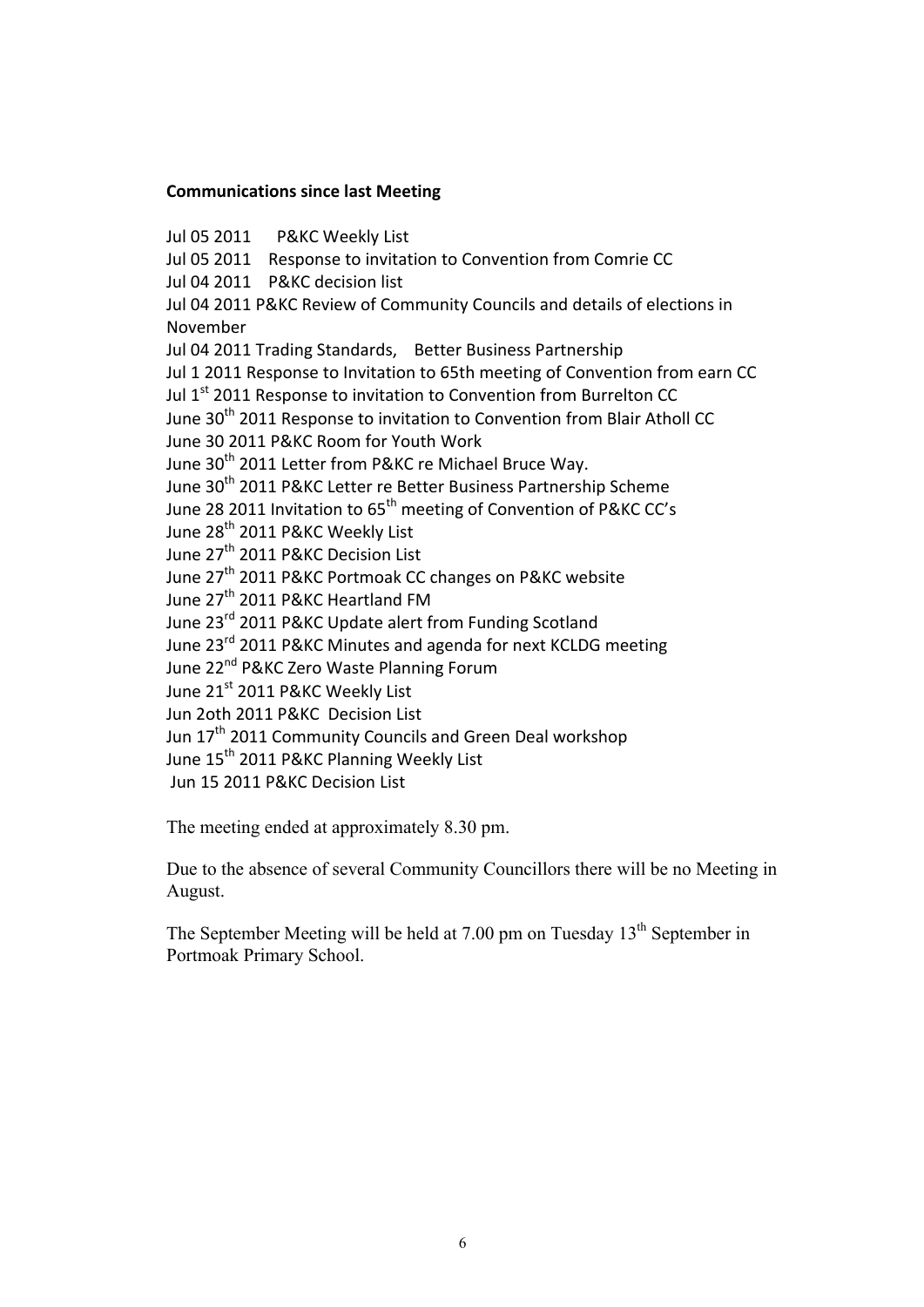**Communications since last Meeting**

Jul 05 2011 P&KC Weekly List
Jul 05 2011 Response to invitation to Convention from Comrie CC
Jul 04 2011 P&KC decision list
Jul 04 2011 P&KC Review of Community Councils and details of elections in November
Jul 04 2011 Trading Standards, Better Business Partnership
Jul 1 2011 Response to Invitation to 65th meeting of Convention from earn CC
Jul 1st 2011 Response to invitation to Convention from Burrelton CC
June 30th 2011 Response to invitation to Convention from Blair Atholl CC
June 30 2011 P&KC Room for Youth Work
June 30th 2011 Letter from P&KC re Michael Bruce Way.
June 30th 2011 P&KC Letter re Better Business Partnership Scheme
June 28 2011 Invitation to 65th meeting of Convention of P&KC CC's
June 28th 2011 P&KC Weekly List
June 27th 2011 P&KC Decision List
June 27th 2011 P&KC Portmoak CC changes on P&KC website
June 27th 2011 P&KC Heartland FM
June 23rd 2011 P&KC Update alert from Funding Scotland
June 23rd 2011 P&KC Minutes and agenda for next KCLDG meeting
June 22nd P&KC Zero Waste Planning Forum
June 21st 2011 P&KC Weekly List
Jun 2oth 2011 P&KC Decision List
Jun 17th 2011 Community Councils and Green Deal workshop
June 15th 2011 P&KC Planning Weekly List
Jun 15 2011 P&KC Decision List

The meeting ended at approximately 8.30 pm.

Due to the absence of several Community Councillors there will be no Meeting in August.

The September Meeting will be held at 7.00 pm on Tuesday 13th September in Portmoak Primary School.